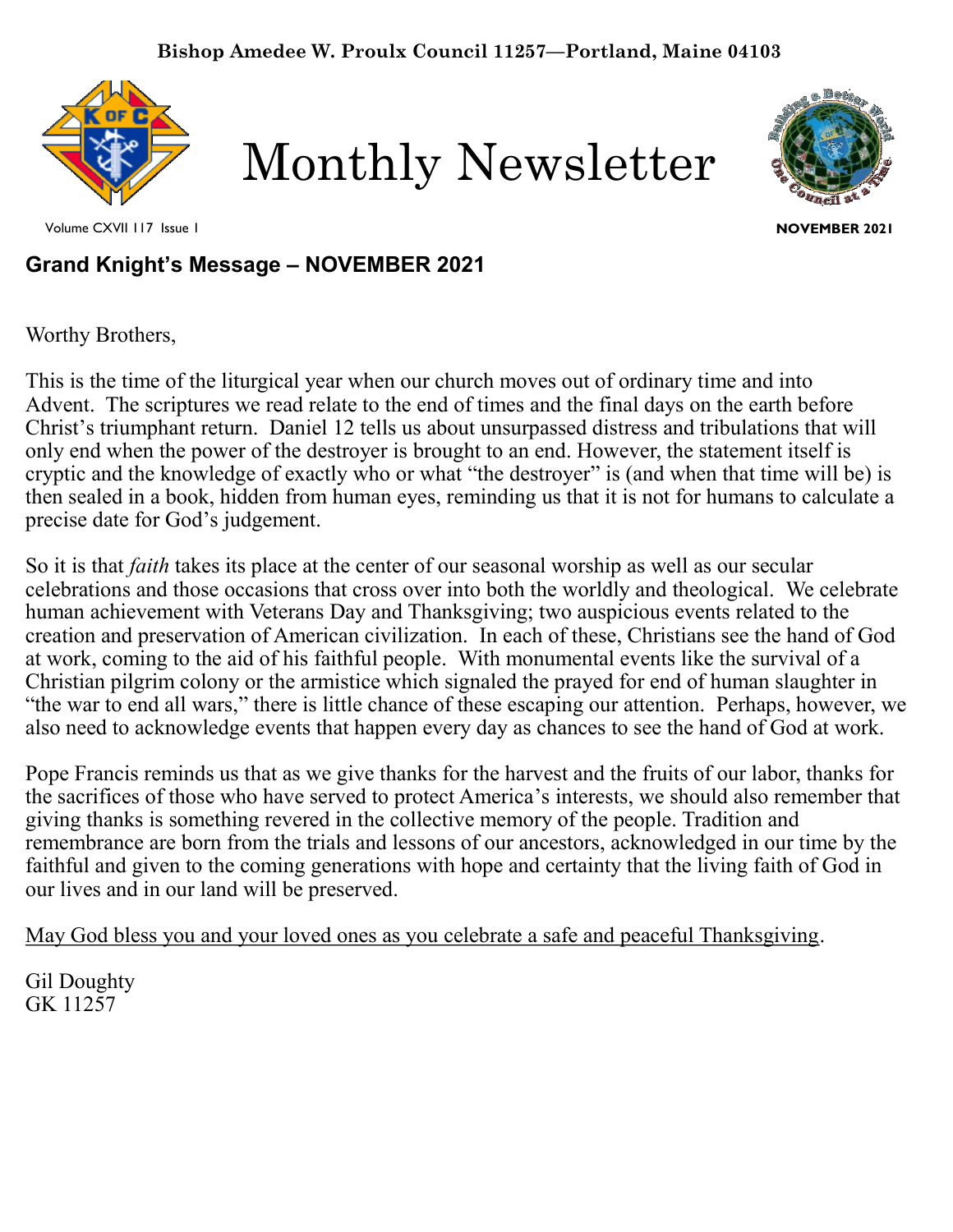**Bishop Amedee W. Proulx Council 11257—Portland, Maine 04103**

# Monthly Newsletter

Volume CXVII 117 Issue 1

**NOVEMBER 2021**

## Grand Knight's Message – NOVEMBER 2021

Worthy Brothers,

This is the time of the liturgical year when our church moves out of ordinary time and into Advent. The scriptures we read relate to the end of times and the final days on the earth before Christ's triumphant return. Daniel 12 tells us about unsurpassed distress and tribulations that will only end when the power of the destroyer is brought to an end. However, the statement itself is cryptic and the knowledge of exactly who or what "the destroyer" is (and when that time will be) is then sealed in a book, hidden from human eyes, reminding us that it is not for humans to calculate a precise date for God's judgement.

So it is that *faith* takes its place at the center of our seasonal worship as well as our secular celebrations and those occasions that cross over into both the worldly and theological. We celebrate human achievement with Veterans Day and Thanksgiving; two auspicious events related to the creation and preservation of American civilization. In each of these, Christians see the hand of God at work, coming to the aid of his faithful people. With monumental events like the survival of a Christian pilgrim colony or the armistice which signaled the prayed for end of human slaughter in "the war to end all wars," there is little chance of these escaping our attention. Perhaps, however, we also need to acknowledge events that happen every day as chances to see the hand of God at work.

Pope Francis reminds us that as we give thanks for the harvest and the fruits of our labor, thanks for the sacrifices of those who have served to protect America's interests, we should also remember that giving thanks is something revered in the collective memory of the people. Tradition and remembrance are born from the trials and lessons of our ancestors, acknowledged in our time by the faithful and given to the coming generations with hope and certainty that the living faith of God in our lives and in our land will be preserved.

<u>May God bless you and your loved ones as you celebrate a safe and peaceful Thanksgiving</u>.

Gil Doughty
GK 11257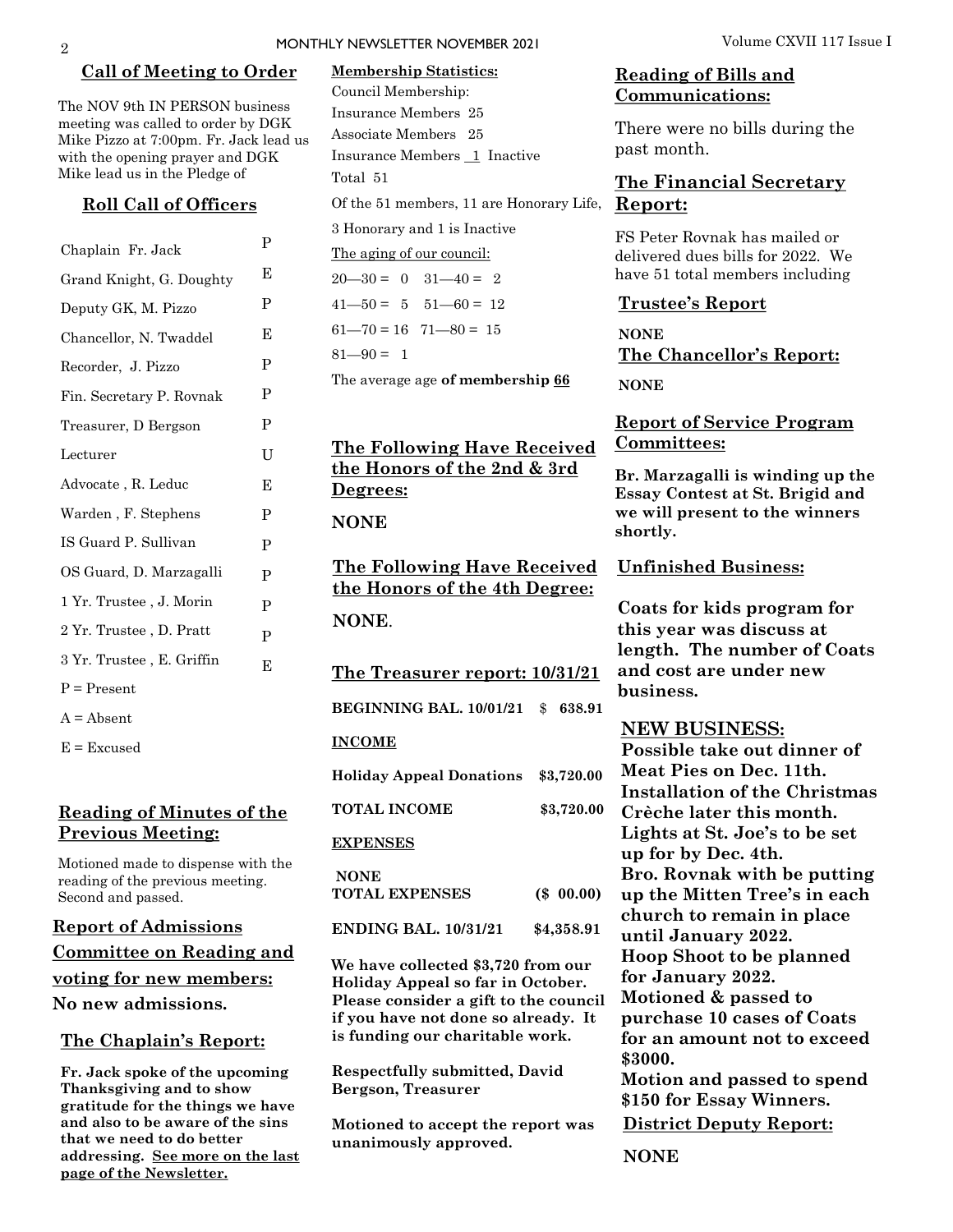## Call of Meeting to Order

The NOV 9th IN PERSON business meeting was called to order by DGK Mike Pizzo at 7:00pm. Fr. Jack lead us with the opening prayer and DGK Mike lead us in the Pledge of

## Roll Call of Officers

| | |
|---|---|
| Chaplain Fr. Jack | P |
| Grand Knight, G. Doughty | E |
| Deputy GK, M. Pizzo | P |
| Chancellor, N. Twaddel | E |
| Recorder, J. Pizzo | P |
| Fin. Secretary P. Rovnak | P |
| Treasurer, D Bergson | P |
| Lecturer | U |
| Advocate , R. Leduc | E |
| Warden , F. Stephens | P |
| IS Guard P. Sullivan | P |
| OS Guard, D. Marzagalli | P |
| 1 Yr. Trustee , J. Morin | P |
| 2 Yr. Trustee , D. Pratt | P |
| 3 Yr. Trustee , E. Griffin | E |

P = Present

A = Absent

E = Excused

## Reading of Minutes of the Previous Meeting:

Motioned made to dispense with the reading of the previous meeting. Second and passed.

## Report of Admissions Committee on Reading and voting for new members:

**No new admissions.**

## The Chaplain's Report:

**Fr. Jack spoke of the upcoming Thanksgiving and to show gratitude for the things we have and also to be aware of the sins that we need to do better addressing. See more on the last page of the Newsletter.**

**Membership Statistics:**

Council Membership:

Insurance Members 25

Associate Members 25

Insurance Members 1 Inactive

Total 51

Of the 51 members, 11 are Honorary Life, 3 Honorary and 1 is Inactive

The aging of our council:

20—30 = 0 31—40 = 2

41—50 = 5 51—60 = 12

61—70 = 16 71—80 = 15

81—90 = 1

The average age **of membership 66**

## The Following Have Received the Honors of the 2nd & 3rd Degrees:

**NONE**

## The Following Have Received the Honors of the 4th Degree:

**NONE**.

## The Treasurer report: 10/31/21

| | |
|---|---|
| **BEGINNING BAL. 10/01/21** | $ **638.91** |
| **INCOME** | |
| **Holiday Appeal Donations** | **$3,720.00** |
| **TOTAL INCOME** | **$3,720.00** |
| **EXPENSES** | |
| **NONE** | |
| **TOTAL EXPENSES** | **($ 00.00)** |
| **ENDING BAL. 10/31/21** | **$4,358.91** |

**We have collected $3,720 from our Holiday Appeal so far in October. Please consider a gift to the council if you have not done so already. It is funding our charitable work.**

**Respectfully submitted, David Bergson, Treasurer**

**Motioned to accept the report was unanimously approved.**

## Reading of Bills and Communications:

There were no bills during the past month.

## The Financial Secretary Report:

FS Peter Rovnak has mailed or delivered dues bills for 2022. We have 51 total members including

## Trustee's Report

**NONE**

## The Chancellor's Report:

**NONE**

## Report of Service Program Committees:

**Br. Marzagalli is winding up the Essay Contest at St. Brigid and we will present to the winners shortly.**

## Unfinished Business:

**Coats for kids program for this year was discuss at length. The number of Coats and cost are under new business.**

## NEW BUSINESS:

**Possible take out dinner of Meat Pies on Dec. 11th.**
**Installation of the Christmas Crèche later this month.**
**Lights at St. Joe's to be set up for by Dec. 4th.**
**Bro. Rovnak with be putting up the Mitten Tree's in each church to remain in place until January 2022.**
**Hoop Shoot to be planned for January 2022.**
**Motioned & passed to purchase 10 cases of Coats for an amount not to exceed $3000.**
**Motion and passed to spend $150 for Essay Winners.**

## District Deputy Report:

**NONE**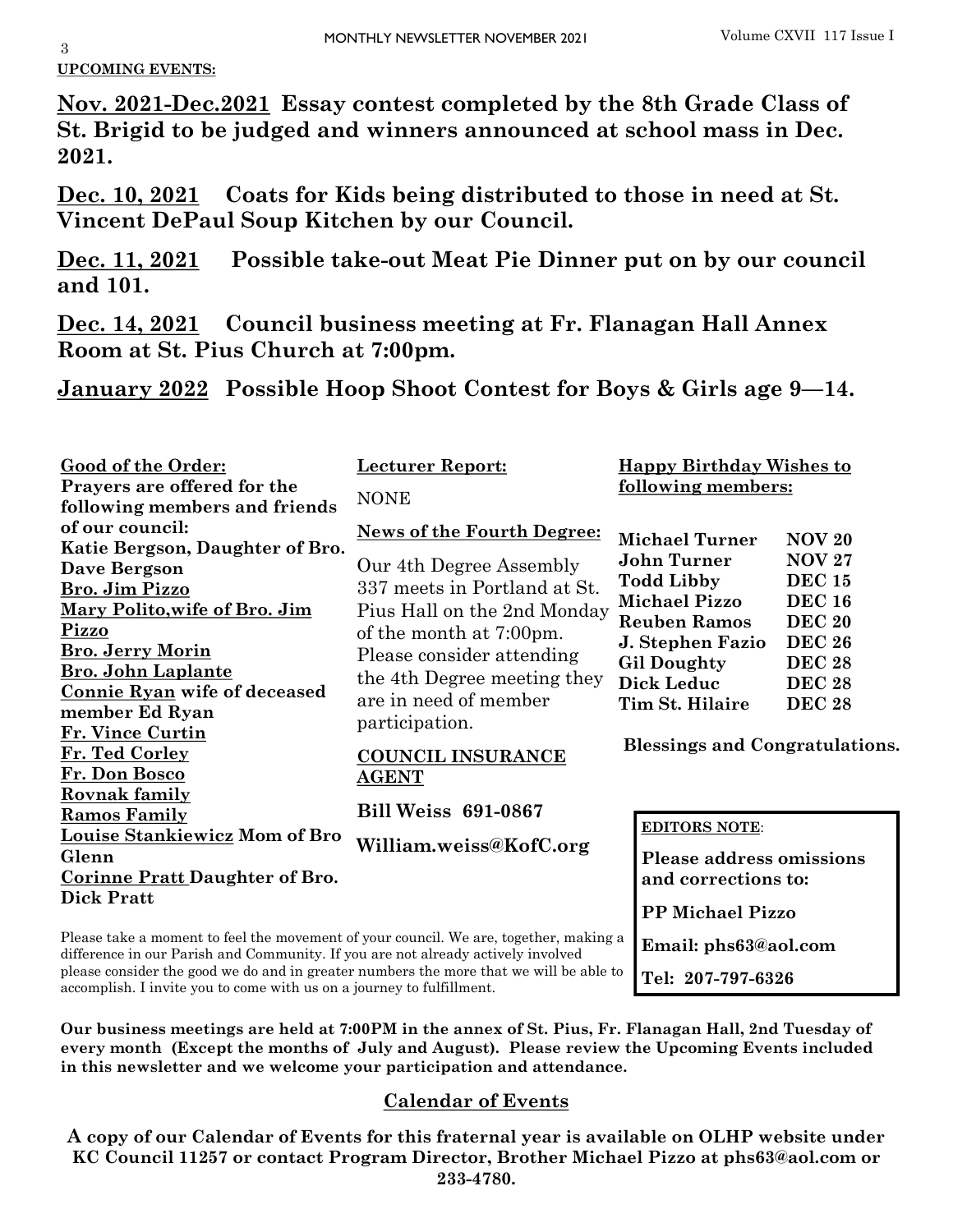**UPCOMING EVENTS:**

**Nov. 2021-Dec.2021 Essay contest completed by the 8th Grade Class of St. Brigid to be judged and winners announced at school mass in Dec. 2021.**

**Dec. 10, 2021 Coats for Kids being distributed to those in need at St. Vincent DePaul Soup Kitchen by our Council.**

**Dec. 11, 2021 Possible take-out Meat Pie Dinner put on by our council and 101.**

**Dec. 14, 2021 Council business meeting at Fr. Flanagan Hall Annex Room at St. Pius Church at 7:00pm.**

**January 2022 Possible Hoop Shoot Contest for Boys & Girls age 9—14.**

**Good of the Order:**

**Prayers are offered for the following members and friends of our council:**

**Katie Bergson, Daughter of Bro. Dave Bergson**
**Bro. Jim Pizzo**
**Mary Polito,wife of Bro. Jim Pizzo**
**Bro. Jerry Morin**
**Bro. John Laplante**
**Connie Ryan wife of deceased member Ed Ryan**
**Fr. Vince Curtin**
**Fr. Ted Corley**
**Fr. Don Bosco**
**Rovnak family**
**Ramos Family**
**Louise Stankiewicz Mom of Bro Glenn**
**Corinne Pratt Daughter of Bro. Dick Pratt**

**Lecturer Report:**

NONE

**News of the Fourth Degree:**

Our 4th Degree Assembly 337 meets in Portland at St. Pius Hall on the 2nd Monday of the month at 7:00pm. Please consider attending the 4th Degree meeting they are in need of member participation.

**COUNCIL INSURANCE AGENT**

**Bill Weiss 691-0867**

**William.weiss@KofC.org**

**Happy Birthday Wishes to following members:**

| | |
|---|---|
| **Michael Turner** | **NOV 20** |
| **John Turner** | **NOV 27** |
| **Todd Libby** | **DEC 15** |
| **Michael Pizzo** | **DEC 16** |
| **Reuben Ramos** | **DEC 20** |
| **J. Stephen Fazio** | **DEC 26** |
| **Gil Doughty** | **DEC 28** |
| **Dick Leduc** | **DEC 28** |
| **Tim St. Hilaire** | **DEC 28** |

**Blessings and Congratulations.**

**EDITORS NOTE**:

**Please address omissions and corrections to:**

**PP Michael Pizzo**

**Email: phs63@aol.com**

**Tel: 207-797-6326**

Please take a moment to feel the movement of your council. We are, together, making a difference in our Parish and Community. If you are not already actively involved please consider the good we do and in greater numbers the more that we will be able to accomplish. I invite you to come with us on a journey to fulfillment.

**Our business meetings are held at 7:00PM in the annex of St. Pius, Fr. Flanagan Hall, 2nd Tuesday of every month (Except the months of July and August). Please review the Upcoming Events included in this newsletter and we welcome your participation and attendance.**

## Calendar of Events

**A copy of our Calendar of Events for this fraternal year is available on OLHP website under KC Council 11257 or contact Program Director, Brother Michael Pizzo at phs63@aol.com or 233-4780.**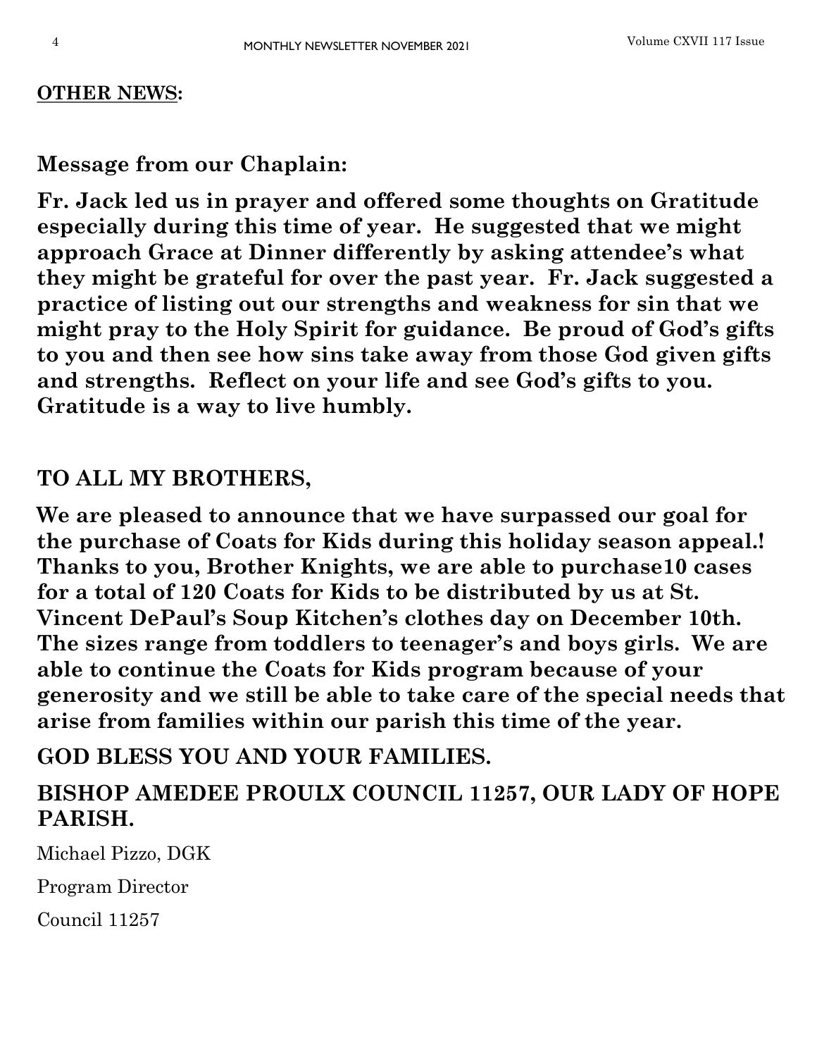**OTHER NEWS:**

**Message from our Chaplain:**

**Fr. Jack led us in prayer and offered some thoughts on Gratitude especially during this time of year. He suggested that we might approach Grace at Dinner differently by asking attendee's what they might be grateful for over the past year. Fr. Jack suggested a practice of listing out our strengths and weakness for sin that we might pray to the Holy Spirit for guidance. Be proud of God's gifts to you and then see how sins take away from those God given gifts and strengths. Reflect on your life and see God's gifts to you. Gratitude is a way to live humbly.**

**TO ALL MY BROTHERS,**

**We are pleased to announce that we have surpassed our goal for the purchase of Coats for Kids during this holiday season appeal.! Thanks to you, Brother Knights, we are able to purchase10 cases for a total of 120 Coats for Kids to be distributed by us at St. Vincent DePaul's Soup Kitchen's clothes day on December 10th. The sizes range from toddlers to teenager's and boys girls. We are able to continue the Coats for Kids program because of your generosity and we still be able to take care of the special needs that arise from families within our parish this time of the year.**

**GOD BLESS YOU AND YOUR FAMILIES.**

**BISHOP AMEDEE PROULX COUNCIL 11257, OUR LADY OF HOPE PARISH.**

Michael Pizzo, DGK

Program Director

Council 11257